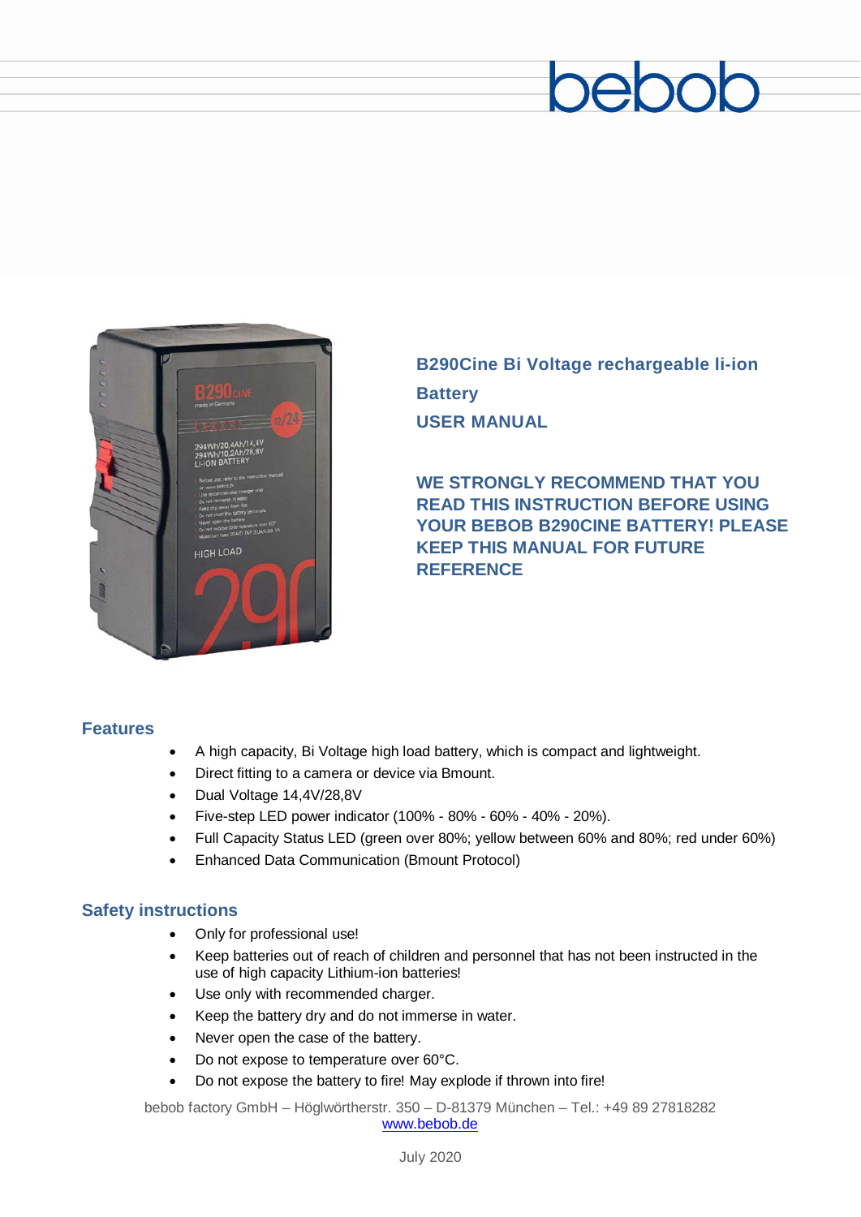bebob

# B290Cine Bi Voltage rechargeable li-ion Battery

# USER MANUAL

**WE STRONGLY RECOMMEND THAT YOU READ THIS INSTRUCTION BEFORE USING YOUR BEBOB B290CINE BATTERY! PLEASE KEEP THIS MANUAL FOR FUTURE REFERENCE**

## Features

- A high capacity, Bi Voltage high load battery, which is compact and lightweight.
- Direct fitting to a camera or device via Bmount.
- Dual Voltage 14,4V/28,8V
- Five-step LED power indicator (100% - 80% - 60% - 40% - 20%).
- Full Capacity Status LED (green over 80%; yellow between 60% and 80%; red under 60%)
- Enhanced Data Communication (Bmount Protocol)

## Safety instructions

- Only for professional use!
- Keep batteries out of reach of children and personnel that has not been instructed in the use of high capacity Lithium-ion batteries!
- Use only with recommended charger.
- Keep the battery dry and do not immerse in water.
- Never open the case of the battery.
- Do not expose to temperature over 60°C.
- Do not expose the battery to fire! May explode if thrown into fire!

bebob factory GmbH – Höglwörtherstr. 350 – D-81379 München – Tel.: +49 89 27818282
www.bebob.de

July 2020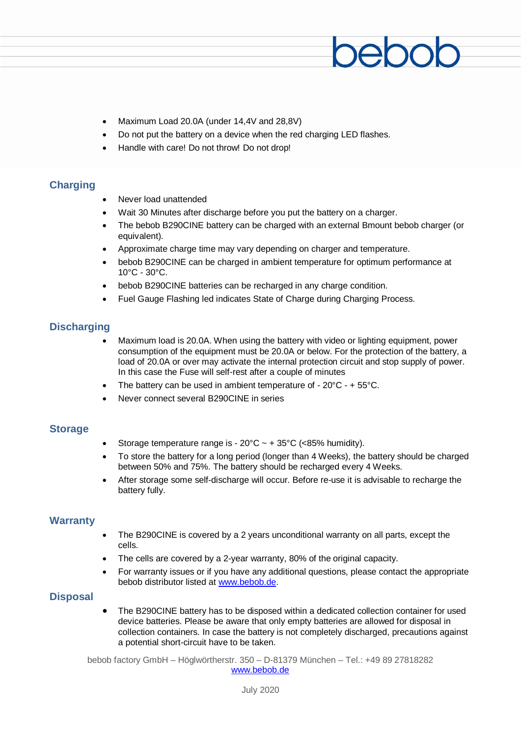- Maximum Load 20.0A (under 14,4V and 28,8V)
- Do not put the battery on a device when the red charging LED flashes.
- Handle with care! Do not throw! Do not drop!

## Charging

- Never load unattended
- Wait 30 Minutes after discharge before you put the battery on a charger.
- The bebob B290CINE battery can be charged with an external Bmount bebob charger (or equivalent).
- Approximate charge time may vary depending on charger and temperature.
- bebob B290CINE can be charged in ambient temperature for optimum performance at 10°C - 30°C.
- bebob B290CINE batteries can be recharged in any charge condition.
- Fuel Gauge Flashing led indicates State of Charge during Charging Process.

## Discharging

- Maximum load is 20.0A. When using the battery with video or lighting equipment, power consumption of the equipment must be 20.0A or below. For the protection of the battery, a load of 20.0A or over may activate the internal protection circuit and stop supply of power. In this case the Fuse will self-rest after a couple of minutes
- The battery can be used in ambient temperature of - 20°C - + 55°C.
- Never connect several B290CINE in series

## Storage

- Storage temperature range is - 20°C ~ + 35°C (<85% humidity).
- To store the battery for a long period (longer than 4 Weeks), the battery should be charged between 50% and 75%. The battery should be recharged every 4 Weeks.
- After storage some self-discharge will occur. Before re-use it is advisable to recharge the battery fully.

## Warranty

- The B290CINE is covered by a 2 years unconditional warranty on all parts, except the cells.
- The cells are covered by a 2-year warranty, 80% of the original capacity.
- For warranty issues or if you have any additional questions, please contact the appropriate bebob distributor listed at www.bebob.de.

## Disposal

- The B290CINE battery has to be disposed within a dedicated collection container for used device batteries. Please be aware that only empty batteries are allowed for disposal in collection containers. In case the battery is not completely discharged, precautions against a potential short-circuit have to be taken.

bebob factory GmbH – Höglwörtherstr. 350 – D-81379 München – Tel.: +49 89 27818282
www.bebob.de

July 2020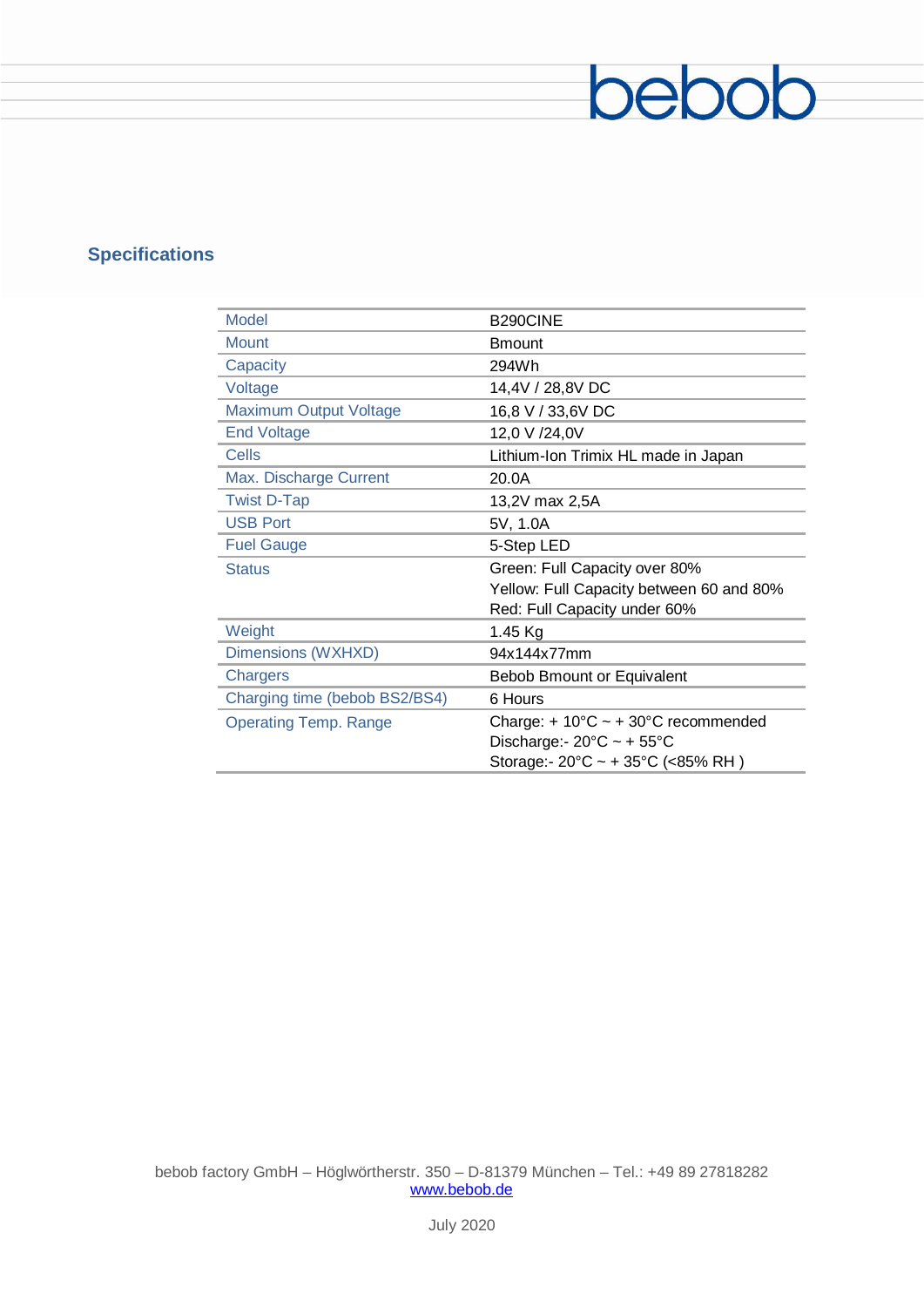## Specifications

| Model | B290CINE |
|---|---|
| Mount | Bmount |
| Capacity | 294Wh |
| Voltage | 14,4V / 28,8V DC |
| Maximum Output Voltage | 16,8 V / 33,6V DC |
| End Voltage | 12,0 V /24,0V |
| Cells | Lithium-Ion Trimix HL made in Japan |
| Max. Discharge Current | 20.0A |
| Twist D-Tap | 13,2V max 2,5A |
| USB Port | 5V, 1.0A |
| Fuel Gauge | 5-Step LED |
| Status | Green: Full Capacity over 80%<br>Yellow: Full Capacity between 60 and 80%<br>Red: Full Capacity under 60% |
| Weight | 1.45 Kg |
| Dimensions (WXHXD) | 94x144x77mm |
| Chargers | Bebob Bmount or Equivalent |
| Charging time (bebob BS2/BS4) | 6 Hours |
| Operating Temp. Range | Charge: + 10°C ~ + 30°C recommended<br>Discharge:- 20°C ~ + 55°C<br>Storage:- 20°C ~ + 35°C (<85% RH ) |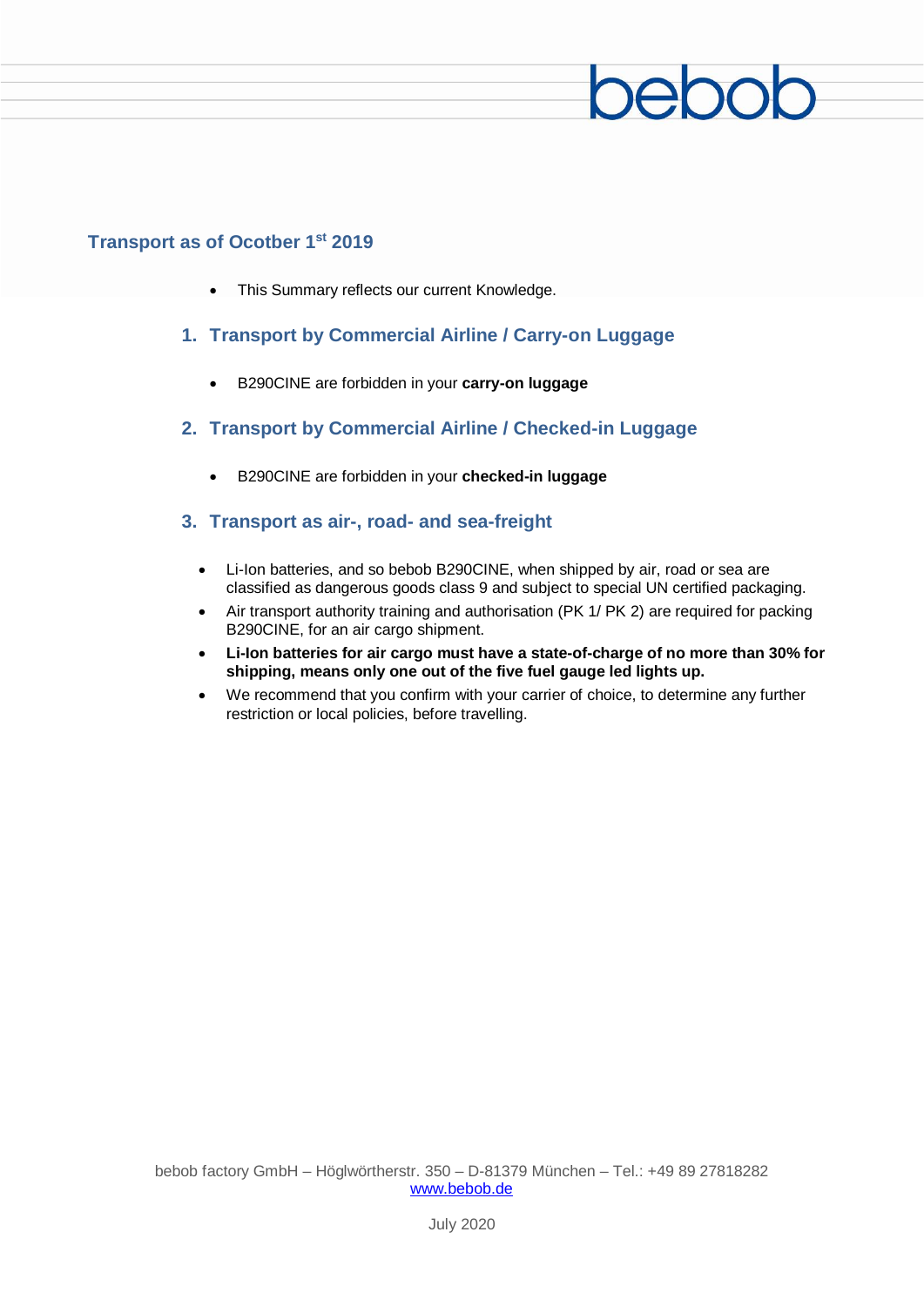## Transport as of Ocotber 1st 2019

- This Summary reflects our current Knowledge.

### 1. Transport by Commercial Airline / Carry-on Luggage

- B290CINE are forbidden in your **carry-on luggage**

### 2. Transport by Commercial Airline / Checked-in Luggage

- B290CINE are forbidden in your **checked-in luggage**

### 3. Transport as air-, road- and sea-freight

- Li-Ion batteries, and so bebob B290CINE, when shipped by air, road or sea are classified as dangerous goods class 9 and subject to special UN certified packaging.
- Air transport authority training and authorisation (PK 1/ PK 2) are required for packing B290CINE, for an air cargo shipment.
- **Li-Ion batteries for air cargo must have a state-of-charge of no more than 30% for shipping, means only one out of the five fuel gauge led lights up.**
- We recommend that you confirm with your carrier of choice, to determine any further restriction or local policies, before travelling.

bebob factory GmbH – Höglwörtherstr. 350 – D-81379 München – Tel.: +49 89 27818282
www.bebob.de

July 2020